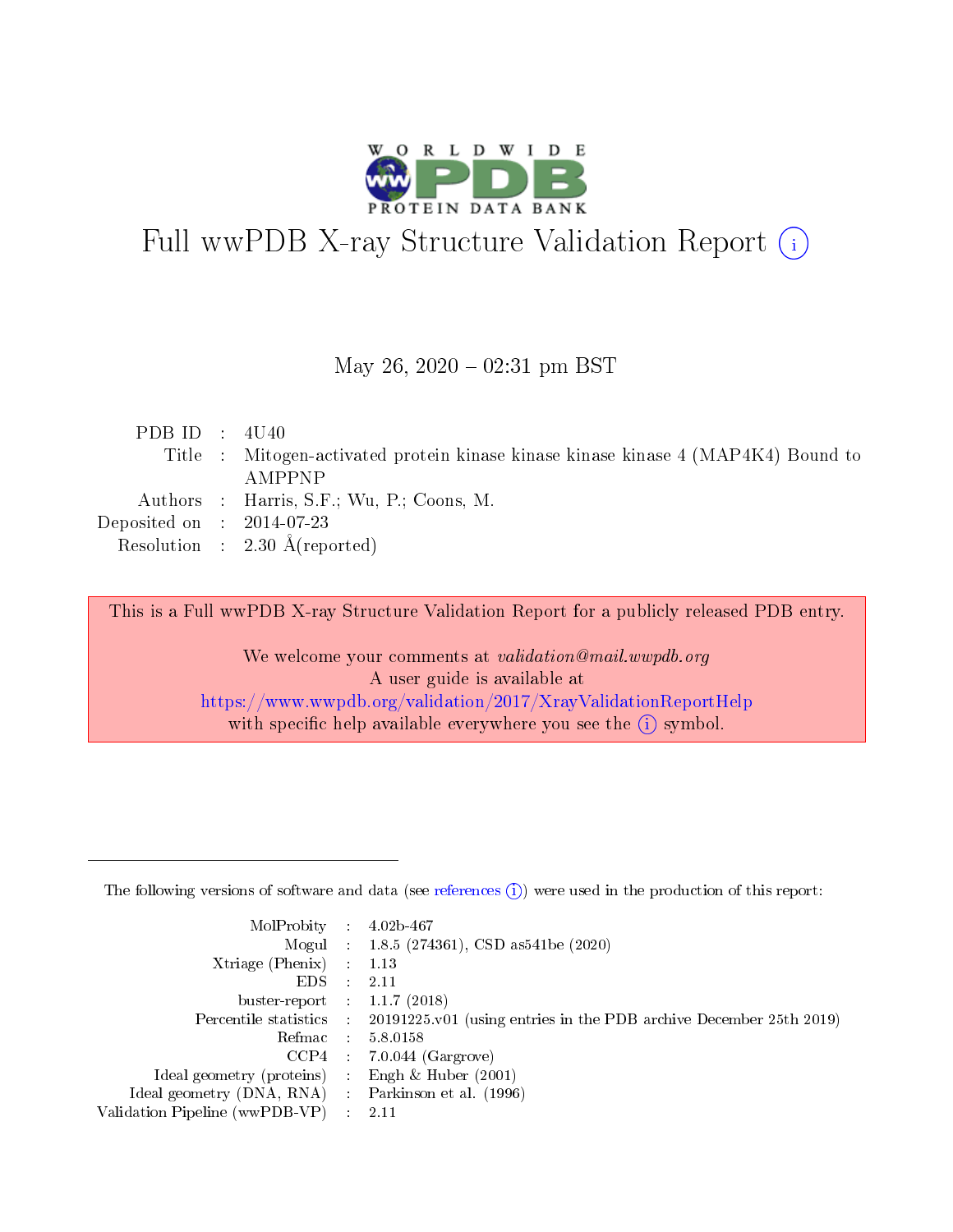# Full wwPDB X-ray Structure Validation Report (i)

May 26, 2020 – 02:31 pm BST

| | | |
|---|---|---|
| PDB ID | : | 4U40 |
| Title | : | Mitogen-activated protein kinase kinase kinase kinase 4 (MAP4K4) Bound to AMPPNP |
| Authors | : | Harris, S.F.; Wu, P.; Coons, M. |
| Deposited on | : | 2014-07-23 |
| Resolution | : | 2.30 Å(reported) |

This is a Full wwPDB X-ray Structure Validation Report for a publicly released PDB entry.

We welcome your comments at *validation@mail.wwpdb.org*
A user guide is available at
https://www.wwpdb.org/validation/2017/XrayValidationReportHelp
with specific help available everywhere you see the (i) symbol.

---

The following versions of software and data (see references (i)) were used in the production of this report:

| | | |
|---|---|---|
| MolProbity | : | 4.02b-467 |
| Mogul | : | 1.8.5 (274361), CSD as541be (2020) |
| Xtriage (Phenix) | : | 1.13 |
| EDS | : | 2.11 |
| buster-report | : | 1.1.7 (2018) |
| Percentile statistics | : | 20191225.v01 (using entries in the PDB archive December 25th 2019) |
| Refmac | : | 5.8.0158 |
| CCP4 | : | 7.0.044 (Gargrove) |
| Ideal geometry (proteins) | : | Engh & Huber (2001) |
| Ideal geometry (DNA, RNA) | : | Parkinson et al. (1996) |
| Validation Pipeline (wwPDB-VP) | : | 2.11 |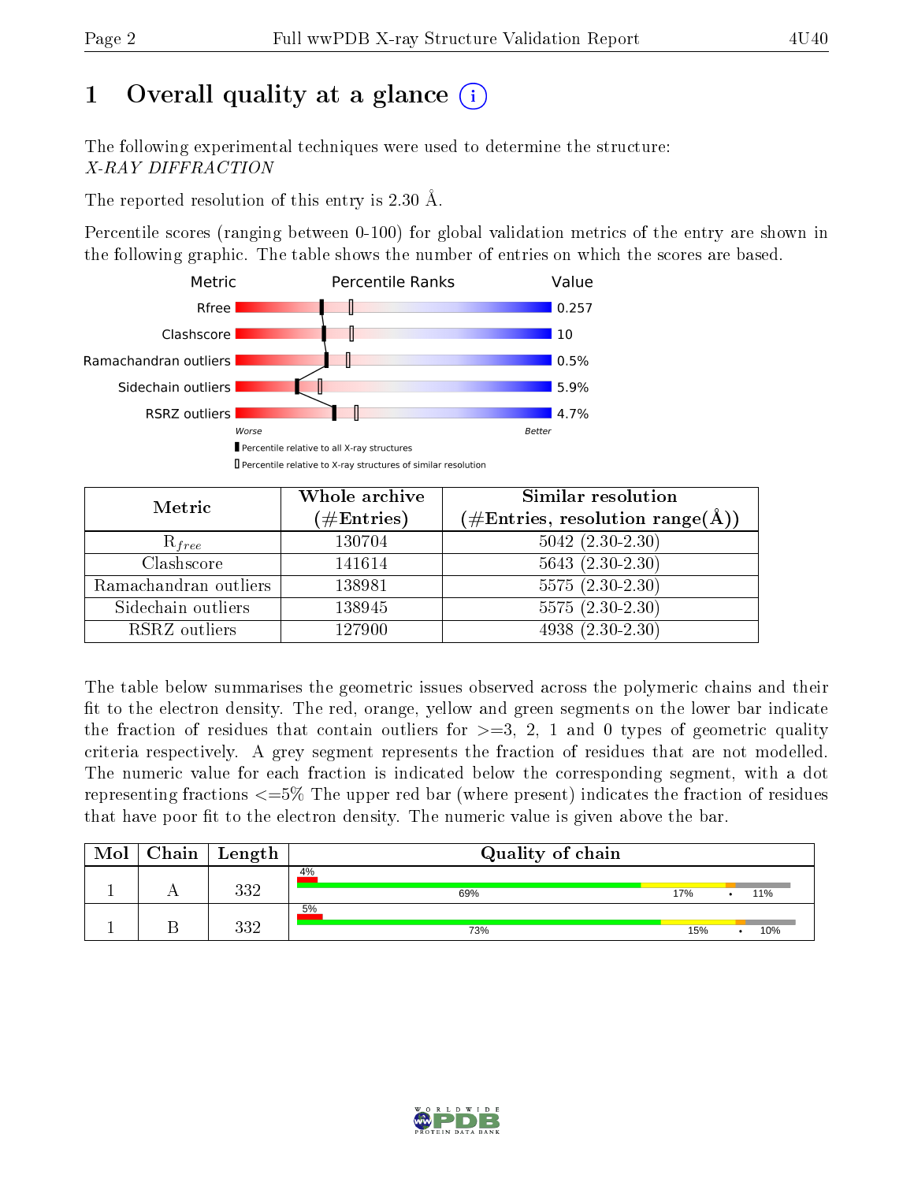# 1 Overall quality at a glance

The following experimental techniques were used to determine the structure:
*X-RAY DIFFRACTION*

The reported resolution of this entry is 2.30 Å.

Percentile scores (ranging between 0-100) for global validation metrics of the entry are shown in the following graphic. The table shows the number of entries on which the scores are based.

| Metric | Value |
|---|---|
| Rfree | 0.257 |
| Clashscore | 10 |
| Ramachandran outliers | 0.5% |
| Sidechain outliers | 5.9% |
| RSRZ outliers | 4.7% |

Worse — Better

▮ Percentile relative to all X-ray structures
▯ Percentile relative to X-ray structures of similar resolution

| Metric | Whole archive (#Entries) | Similar resolution (#Entries, resolution range(Å)) |
|---|---|---|
| $R_{free}$ | 130704 | 5042 (2.30-2.30) |
| Clashscore | 141614 | 5643 (2.30-2.30) |
| Ramachandran outliers | 138981 | 5575 (2.30-2.30) |
| Sidechain outliers | 138945 | 5575 (2.30-2.30) |
| RSRZ outliers | 127900 | 4938 (2.30-2.30) |

The table below summarises the geometric issues observed across the polymeric chains and their fit to the electron density. The red, orange, yellow and green segments on the lower bar indicate the fraction of residues that contain outliers for >=3, 2, 1 and 0 types of geometric quality criteria respectively. A grey segment represents the fraction of residues that are not modelled. The numeric value for each fraction is indicated below the corresponding segment, with a dot representing fractions <=5% The upper red bar (where present) indicates the fraction of residues that have poor fit to the electron density. The numeric value is given above the bar.

| Mol | Chain | Length | Quality of chain |
|---|---|---|---|
| 1 | A | 332 | 4% ; 69% · 17% · • · 11% |
| 1 | B | 332 | 5% ; 73% · 15% · • · 10% |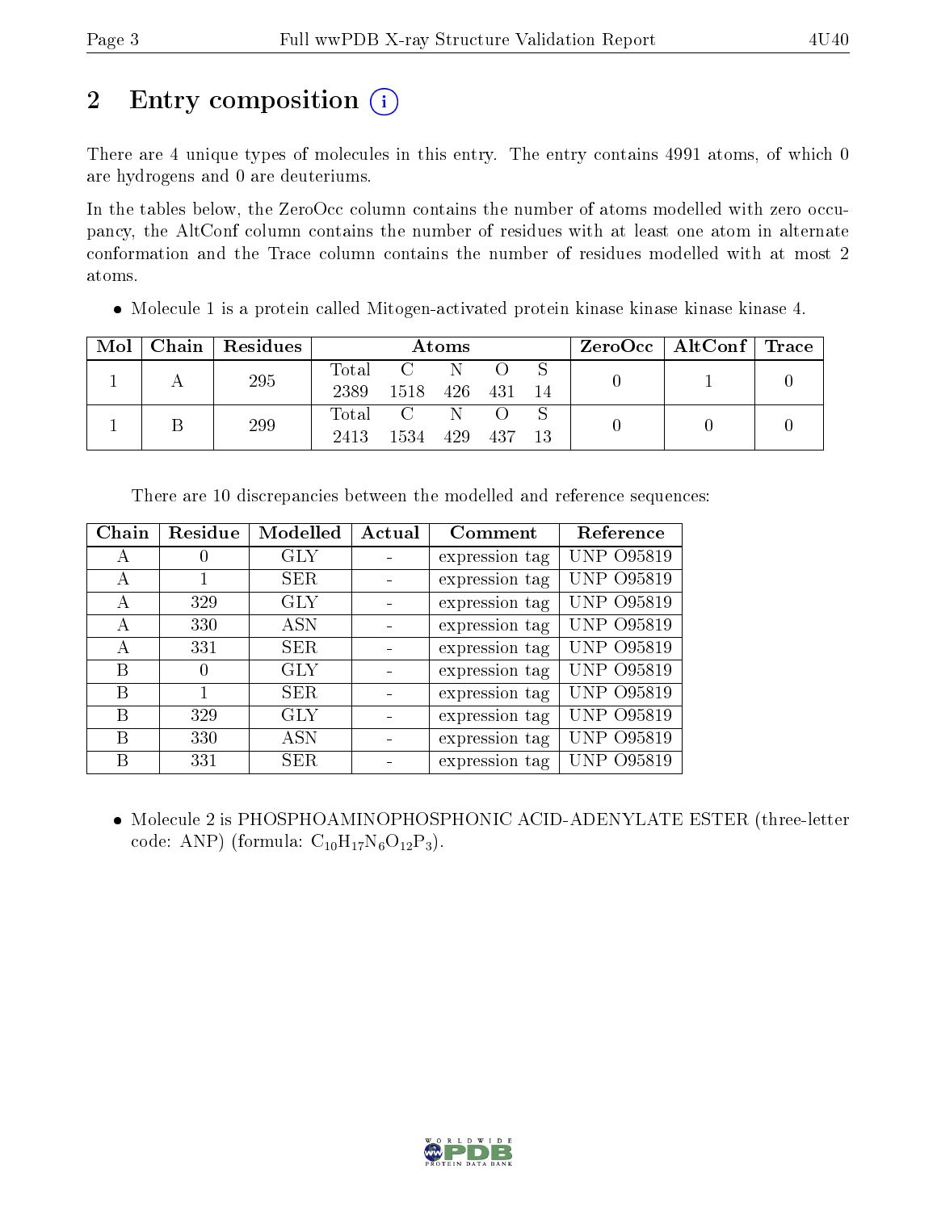# 2 Entry composition (i)

There are 4 unique types of molecules in this entry. The entry contains 4991 atoms, of which 0 are hydrogens and 0 are deuteriums.

In the tables below, the ZeroOcc column contains the number of atoms modelled with zero occupancy, the AltConf column contains the number of residues with at least one atom in alternate conformation and the Trace column contains the number of residues modelled with at most 2 atoms.

- Molecule 1 is a protein called Mitogen-activated protein kinase kinase kinase kinase 4.

| Mol | Chain | Residues | Atoms | | | | | ZeroOcc | AltConf | Trace |
|---|---|---|---|---|---|---|---|---|---|---|
| 1 | A | 295 | Total 2389 | C 1518 | N 426 | O 431 | S 14 | 0 | 1 | 0 |
| 1 | B | 299 | Total 2413 | C 1534 | N 429 | O 437 | S 13 | 0 | 0 | 0 |

There are 10 discrepancies between the modelled and reference sequences:

| Chain | Residue | Modelled | Actual | Comment | Reference |
|---|---|---|---|---|---|
| A | 0 | GLY | - | expression tag | UNP O95819 |
| A | 1 | SER | - | expression tag | UNP O95819 |
| A | 329 | GLY | - | expression tag | UNP O95819 |
| A | 330 | ASN | - | expression tag | UNP O95819 |
| A | 331 | SER | - | expression tag | UNP O95819 |
| B | 0 | GLY | - | expression tag | UNP O95819 |
| B | 1 | SER | - | expression tag | UNP O95819 |
| B | 329 | GLY | - | expression tag | UNP O95819 |
| B | 330 | ASN | - | expression tag | UNP O95819 |
| B | 331 | SER | - | expression tag | UNP O95819 |

- Molecule 2 is PHOSPHOAMINOPHOSPHONIC ACID-ADENYLATE ESTER (three-letter code: ANP) (formula: $C_{10}H_{17}N_6O_{12}P_3$).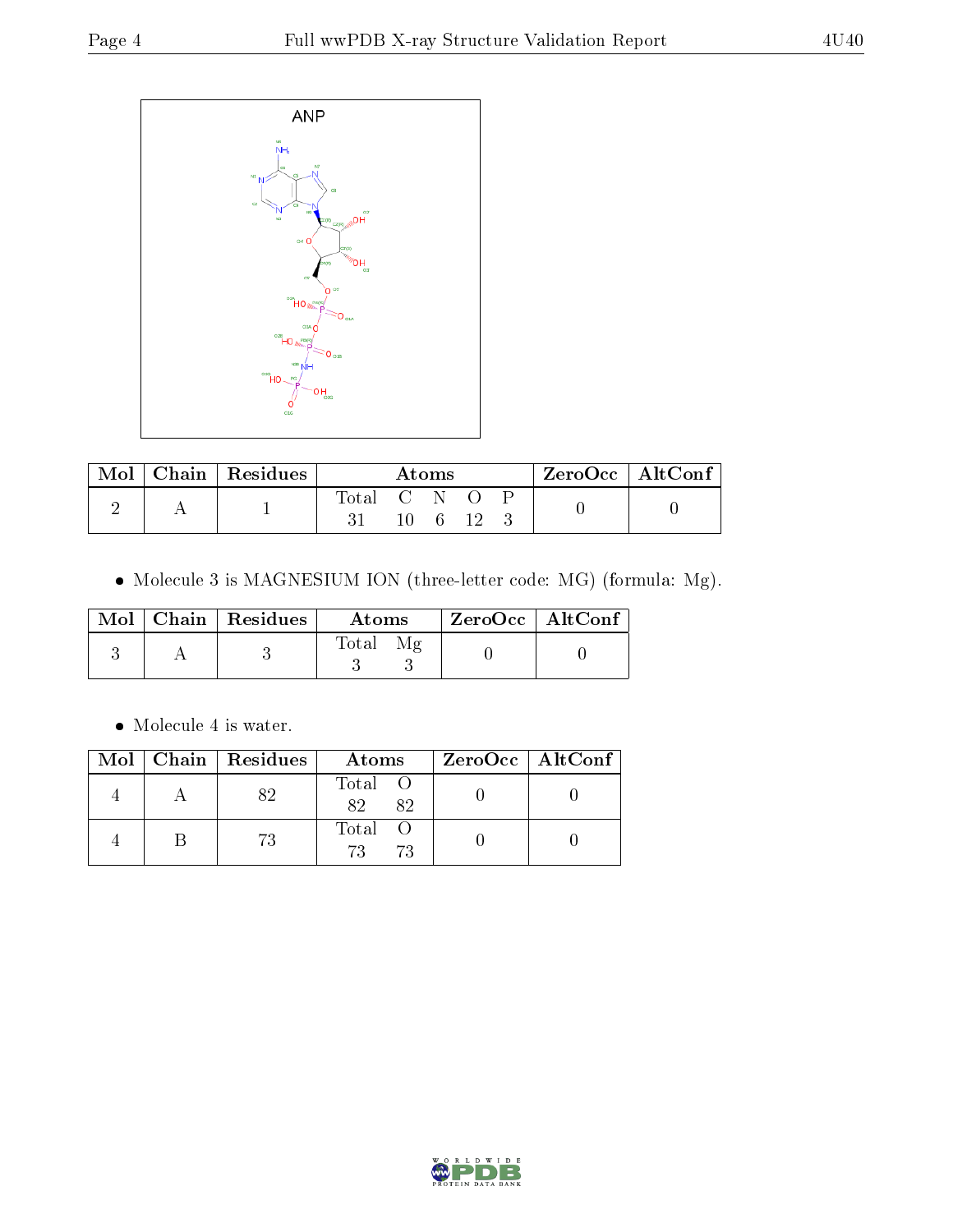ANP

| Mol | Chain | Residues | Atoms | | | | | ZeroOcc | AltConf |
|---|---|---|---|---|---|---|---|---|---|
| 2 | A | 1 | Total | C | N | O | P | 0 | 0 |
| | | | 31 | 10 | 6 | 12 | 3 | | |

- Molecule 3 is MAGNESIUM ION (three-letter code: MG) (formula: Mg).

| Mol | Chain | Residues | Atoms | | ZeroOcc | AltConf |
|---|---|---|---|---|---|---|
| 3 | A | 3 | Total | Mg | 0 | 0 |
| | | | 3 | 3 | | |

- Molecule 4 is water.

| Mol | Chain | Residues | Atoms | | ZeroOcc | AltConf |
|---|---|---|---|---|---|---|
| 4 | A | 82 | Total | O | 0 | 0 |
| | | | 82 | 82 | | |
| 4 | B | 73 | Total | O | 0 | 0 |
| | | | 73 | 73 | | |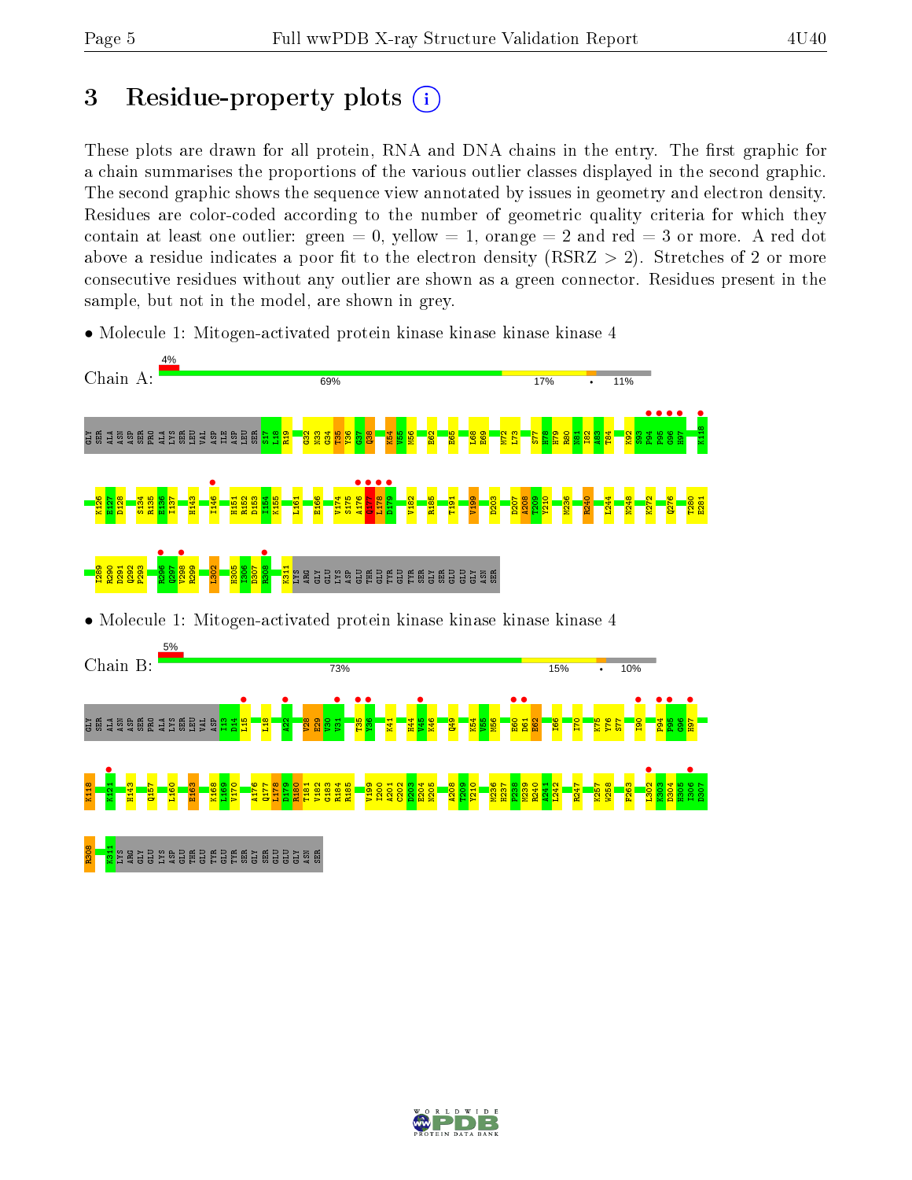# 3 Residue-property plots

These plots are drawn for all protein, RNA and DNA chains in the entry. The first graphic for a chain summarises the proportions of the various outlier classes displayed in the second graphic. The second graphic shows the sequence view annotated by issues in geometry and electron density. Residues are color-coded according to the number of geometric quality criteria for which they contain at least one outlier: green = 0, yellow = 1, orange = 2 and red = 3 or more. A red dot above a residue indicates a poor fit to the electron density (RSRZ > 2). Stretches of 2 or more consecutive residues without any outlier are shown as a green connector. Residues present in the sample, but not in the model, are shown in grey.

- Molecule 1: Mitogen-activated protein kinase kinase kinase kinase 4

Chain A: 4% | 69% | 17% | • | 11%

GLY SER ALA ASN ASP SER PRO ALA LYS SER LEU VAL ASP ILE ASP LEU SER S17 L18 R19 G32 N33 G34 T35 Y36 G37 Q38 K54 V55 M56 E62 E65 L68 E69 M72 L73 S77 H78 H79 R80 N81 I82 A83 T84 K92 S93 P94 P95 G96 H97 K118 K126 E127 D128 S134 R135 E136 I137 H143 I146 H151 R152 D153 L154 K155 L161 E166 V174 S175 A176 Q177 L178 D179 V182 R185 T191 V199 D203 D207 A208 T209 Y210 M236 R240 L244 M248 K272 Q276 T280 E281 T289 R290 D291 D292 P293 R296 Q297 V298 R299 L302 H305 I306 D307 R308 K311 LYS ARG GLY GLU LYS ASP GLU THR GLU TYR GLU TYR SER GLY SER GLU GLU GLY ASN SER

- Molecule 1: Mitogen-activated protein kinase kinase kinase kinase 4

Chain B: 5% | 73% | 15% | • | 10%

GLY SER ALA ASN ASP SER PRO ALA LYS SER LEU VAL ASP I13 D14 L15 L18 A22 V28 E29 V30 V31 T35 Y36 K41 H44 V45 K46 Q49 K54 V55 M56 E60 D61 E62 I66 I70 K75 Y76 S77 I90 P94 P95 G96 H97 K118 K121 H143 Q157 L160 E163 K168 L169 V170 A176 Q177 L178 D179 R180 T181 V182 G183 R184 R185 V199 I200 A201 C202 D203 E204 N205 A208 T209 Y210 M236 H237 P238 M239 R240 A241 L242 R247 K257 W258 F263 L302 K303 D304 H305 I306 D307 R308 K311 LYS ARG GLY GLU LYS ASP GLU THR GLU TYR GLU TYR SER GLY SER GLU GLU GLY ASN SER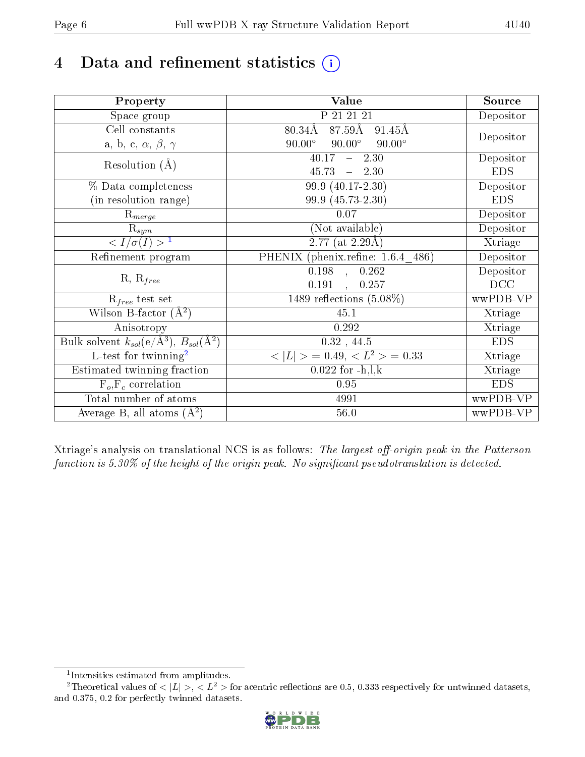# 4 Data and refinement statistics

| Property | Value | Source |
|---|---|---|
| Space group | P 21 21 21 | Depositor |
| Cell constants<br>a, b, c, $\alpha$, $\beta$, $\gamma$ | 80.34Å 87.59Å 91.45Å<br>90.00° 90.00° 90.00° | Depositor |
| Resolution (Å) | 40.17 – 2.30<br>45.73 – 2.30 | Depositor<br>EDS |
| % Data completeness<br>(in resolution range) | 99.9 (40.17-2.30)<br>99.9 (45.73-2.30) | Depositor<br>EDS |
| $R_{merge}$ | 0.07 | Depositor |
| $R_{sym}$ | (Not available) | Depositor |
| $< I/\sigma(I) >$ [1] | 2.77 (at 2.29Å) | Xtriage |
| Refinement program | PHENIX (phenix.refine: 1.6.4_486) | Depositor |
| R, $R_{free}$ | 0.198 , 0.262<br>0.191 , 0.257 | Depositor<br>DCC |
| $R_{free}$ test set | 1489 reflections (5.08%) | wwPDB-VP |
| Wilson B-factor (Å$^2$) | 45.1 | Xtriage |
| Anisotropy | 0.292 | Xtriage |
| Bulk solvent $k_{sol}$(e/Å$^3$), $B_{sol}$(Å$^2$) | 0.32 , 44.5 | EDS |
| L-test for twinning[2] | $< \|L\| >$ = 0.49, $< L^2 >$ = 0.33 | Xtriage |
| Estimated twinning fraction | 0.022 for -h,l,k | Xtriage |
| $F_o$,$F_c$ correlation | 0.95 | EDS |
| Total number of atoms | 4991 | wwPDB-VP |
| Average B, all atoms (Å$^2$) | 56.0 | wwPDB-VP |

Xtriage's analysis on translational NCS is as follows: *The largest off-origin peak in the Patterson function is 5.30% of the height of the origin peak. No significant pseudotranslation is detected.*

[1] Intensities estimated from amplitudes.

[2] Theoretical values of $< |L| >$, $< L^2 >$ for acentric reflections are 0.5, 0.333 respectively for untwinned datasets, and 0.375, 0.2 for perfectly twinned datasets.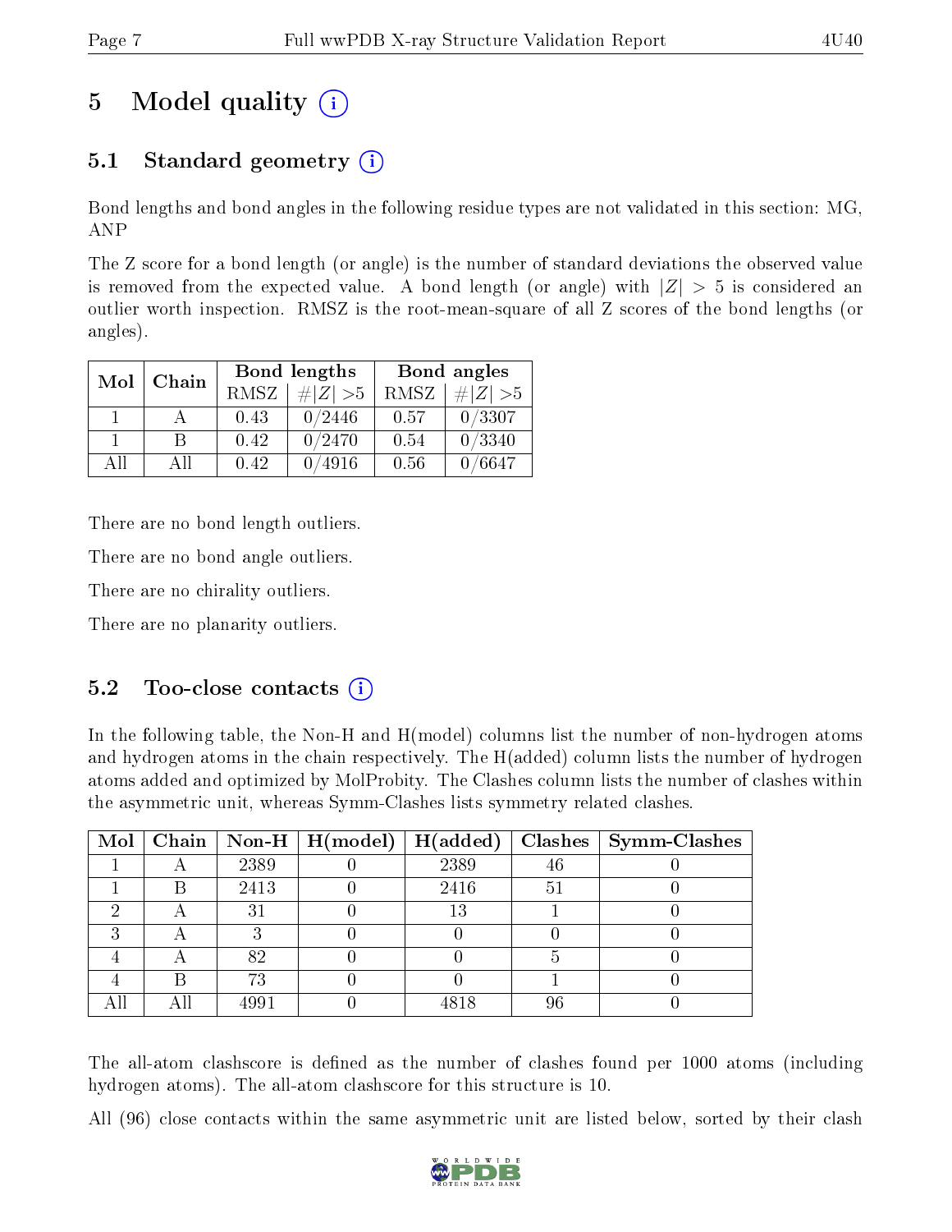# 5 Model quality

## 5.1 Standard geometry

Bond lengths and bond angles in the following residue types are not validated in this section: MG, ANP

The Z score for a bond length (or angle) is the number of standard deviations the observed value is removed from the expected value. A bond length (or angle) with $|Z| > 5$ is considered an outlier worth inspection. RMSZ is the root-mean-square of all Z scores of the bond lengths (or angles).

| Mol | Chain | Bond lengths | | Bond angles | |
|---|---|---|---|---|---|
| | | RMSZ | #\|Z\| >5 | RMSZ | #\|Z\| >5 |
| 1 | A | 0.43 | 0/2446 | 0.57 | 0/3307 |
| 1 | B | 0.42 | 0/2470 | 0.54 | 0/3340 |
| All | All | 0.42 | 0/4916 | 0.56 | 0/6647 |

There are no bond length outliers.

There are no bond angle outliers.

There are no chirality outliers.

There are no planarity outliers.

## 5.2 Too-close contacts

In the following table, the Non-H and H(model) columns list the number of non-hydrogen atoms and hydrogen atoms in the chain respectively. The H(added) column lists the number of hydrogen atoms added and optimized by MolProbity. The Clashes column lists the number of clashes within the asymmetric unit, whereas Symm-Clashes lists symmetry related clashes.

| Mol | Chain | Non-H | H(model) | H(added) | Clashes | Symm-Clashes |
|---|---|---|---|---|---|---|
| 1 | A | 2389 | 0 | 2389 | 46 | 0 |
| 1 | B | 2413 | 0 | 2416 | 51 | 0 |
| 2 | A | 31 | 0 | 13 | 1 | 0 |
| 3 | A | 3 | 0 | 0 | 0 | 0 |
| 4 | A | 82 | 0 | 0 | 5 | 0 |
| 4 | B | 73 | 0 | 0 | 1 | 0 |
| All | All | 4991 | 0 | 4818 | 96 | 0 |

The all-atom clashscore is defined as the number of clashes found per 1000 atoms (including hydrogen atoms). The all-atom clashscore for this structure is 10.

All (96) close contacts within the same asymmetric unit are listed below, sorted by their clash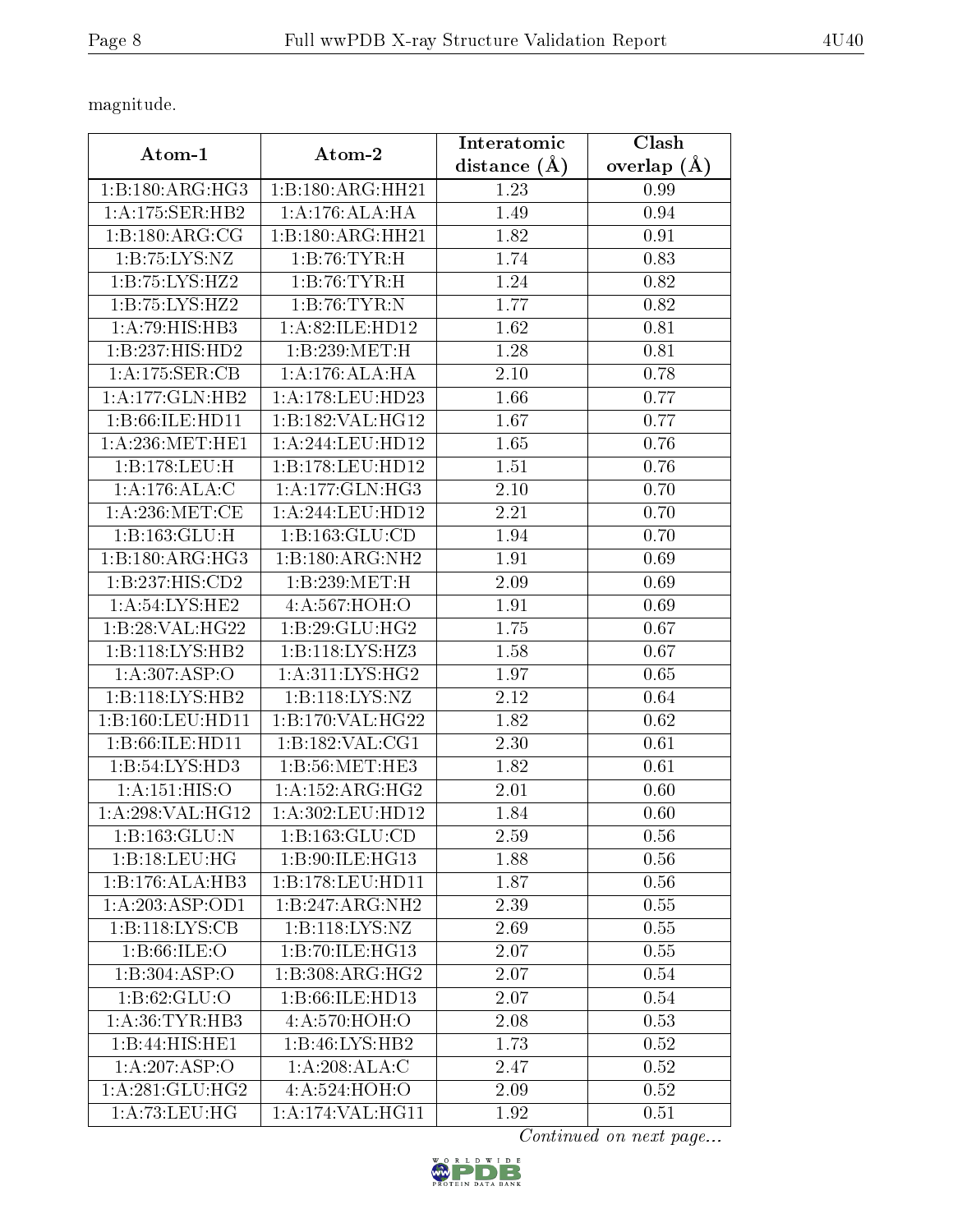magnitude.

| Atom-1 | Atom-2 | Interatomic distance (Å) | Clash overlap (Å) |
|---|---|---|---|
| 1:B:180:ARG:HG3 | 1:B:180:ARG:HH21 | 1.23 | 0.99 |
| 1:A:175:SER:HB2 | 1:A:176:ALA:HA | 1.49 | 0.94 |
| 1:B:180:ARG:CG | 1:B:180:ARG:HH21 | 1.82 | 0.91 |
| 1:B:75:LYS:NZ | 1:B:76:TYR:H | 1.74 | 0.83 |
| 1:B:75:LYS:HZ2 | 1:B:76:TYR:H | 1.24 | 0.82 |
| 1:B:75:LYS:HZ2 | 1:B:76:TYR:N | 1.77 | 0.82 |
| 1:A:79:HIS:HB3 | 1:A:82:ILE:HD12 | 1.62 | 0.81 |
| 1:B:237:HIS:HD2 | 1:B:239:MET:H | 1.28 | 0.81 |
| 1:A:175:SER:CB | 1:A:176:ALA:HA | 2.10 | 0.78 |
| 1:A:177:GLN:HB2 | 1:A:178:LEU:HD23 | 1.66 | 0.77 |
| 1:B:66:ILE:HD11 | 1:B:182:VAL:HG12 | 1.67 | 0.77 |
| 1:A:236:MET:HE1 | 1:A:244:LEU:HD12 | 1.65 | 0.76 |
| 1:B:178:LEU:H | 1:B:178:LEU:HD12 | 1.51 | 0.76 |
| 1:A:176:ALA:C | 1:A:177:GLN:HG3 | 2.10 | 0.70 |
| 1:A:236:MET:CE | 1:A:244:LEU:HD12 | 2.21 | 0.70 |
| 1:B:163:GLU:H | 1:B:163:GLU:CD | 1.94 | 0.70 |
| 1:B:180:ARG:HG3 | 1:B:180:ARG:NH2 | 1.91 | 0.69 |
| 1:B:237:HIS:CD2 | 1:B:239:MET:H | 2.09 | 0.69 |
| 1:A:54:LYS:HE2 | 4:A:567:HOH:O | 1.91 | 0.69 |
| 1:B:28:VAL:HG22 | 1:B:29:GLU:HG2 | 1.75 | 0.67 |
| 1:B:118:LYS:HB2 | 1:B:118:LYS:HZ3 | 1.58 | 0.67 |
| 1:A:307:ASP:O | 1:A:311:LYS:HG2 | 1.97 | 0.65 |
| 1:B:118:LYS:HB2 | 1:B:118:LYS:NZ | 2.12 | 0.64 |
| 1:B:160:LEU:HD11 | 1:B:170:VAL:HG22 | 1.82 | 0.62 |
| 1:B:66:ILE:HD11 | 1:B:182:VAL:CG1 | 2.30 | 0.61 |
| 1:B:54:LYS:HD3 | 1:B:56:MET:HE3 | 1.82 | 0.61 |
| 1:A:151:HIS:O | 1:A:152:ARG:HG2 | 2.01 | 0.60 |
| 1:A:298:VAL:HG12 | 1:A:302:LEU:HD12 | 1.84 | 0.60 |
| 1:B:163:GLU:N | 1:B:163:GLU:CD | 2.59 | 0.56 |
| 1:B:18:LEU:HG | 1:B:90:ILE:HG13 | 1.88 | 0.56 |
| 1:B:176:ALA:HB3 | 1:B:178:LEU:HD11 | 1.87 | 0.56 |
| 1:A:203:ASP:OD1 | 1:B:247:ARG:NH2 | 2.39 | 0.55 |
| 1:B:118:LYS:CB | 1:B:118:LYS:NZ | 2.69 | 0.55 |
| 1:B:66:ILE:O | 1:B:70:ILE:HG13 | 2.07 | 0.55 |
| 1:B:304:ASP:O | 1:B:308:ARG:HG2 | 2.07 | 0.54 |
| 1:B:62:GLU:O | 1:B:66:ILE:HD13 | 2.07 | 0.54 |
| 1:A:36:TYR:HB3 | 4:A:570:HOH:O | 2.08 | 0.53 |
| 1:B:44:HIS:HE1 | 1:B:46:LYS:HB2 | 1.73 | 0.52 |
| 1:A:207:ASP:O | 1:A:208:ALA:C | 2.47 | 0.52 |
| 1:A:281:GLU:HG2 | 4:A:524:HOH:O | 2.09 | 0.52 |
| 1:A:73:LEU:HG | 1:A:174:VAL:HG11 | 1.92 | 0.51 |

*Continued on next page...*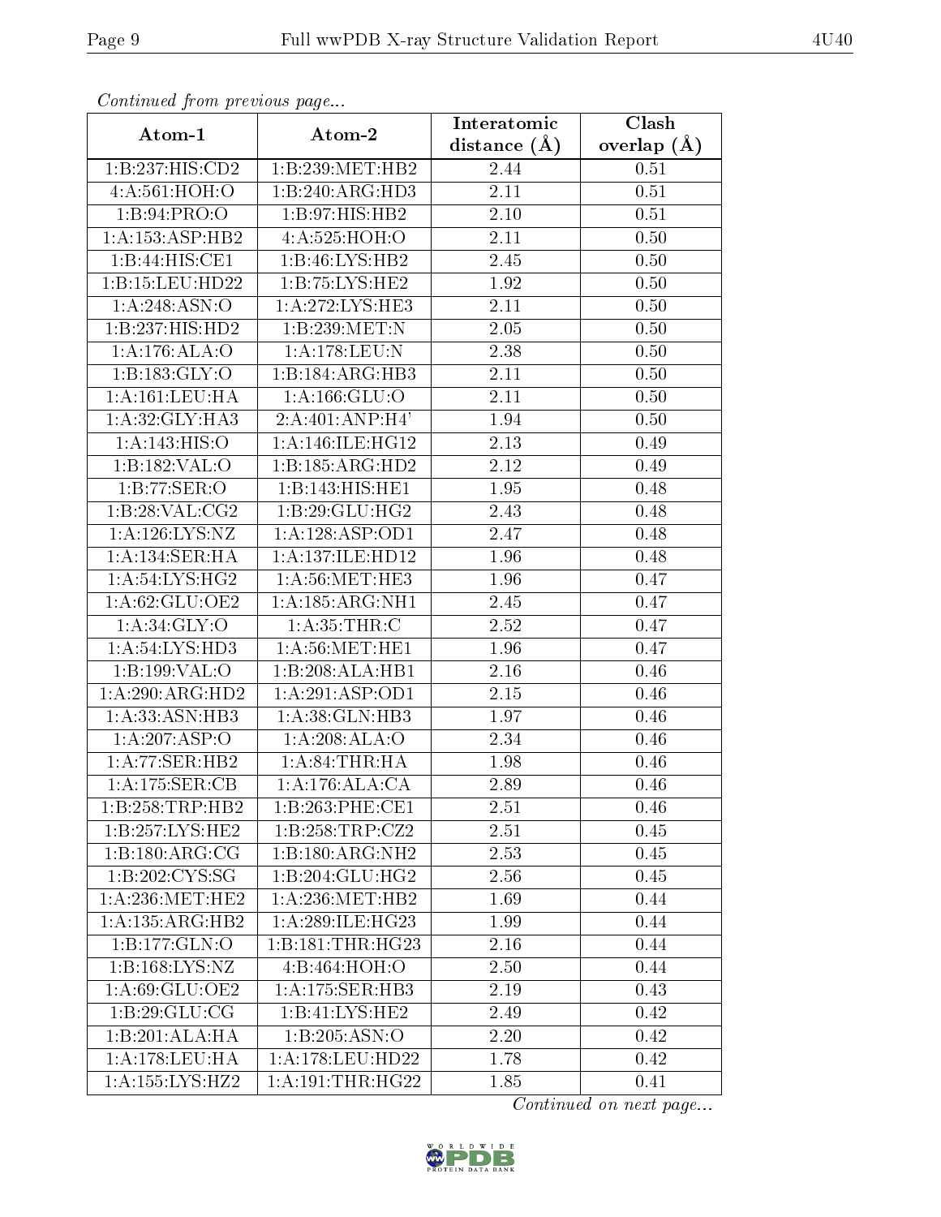*Continued from previous page...*

| Atom-1 | Atom-2 | Interatomic distance (Å) | Clash overlap (Å) |
|---|---|---|---|
| 1:B:237:HIS:CD2 | 1:B:239:MET:HB2 | 2.44 | 0.51 |
| 4:A:561:HOH:O | 1:B:240:ARG:HD3 | 2.11 | 0.51 |
| 1:B:94:PRO:O | 1:B:97:HIS:HB2 | 2.10 | 0.51 |
| 1:A:153:ASP:HB2 | 4:A:525:HOH:O | 2.11 | 0.50 |
| 1:B:44:HIS:CE1 | 1:B:46:LYS:HB2 | 2.45 | 0.50 |
| 1:B:15:LEU:HD22 | 1:B:75:LYS:HE2 | 1.92 | 0.50 |
| 1:A:248:ASN:O | 1:A:272:LYS:HE3 | 2.11 | 0.50 |
| 1:B:237:HIS:HD2 | 1:B:239:MET:N | 2.05 | 0.50 |
| 1:A:176:ALA:O | 1:A:178:LEU:N | 2.38 | 0.50 |
| 1:B:183:GLY:O | 1:B:184:ARG:HB3 | 2.11 | 0.50 |
| 1:A:161:LEU:HA | 1:A:166:GLU:O | 2.11 | 0.50 |
| 1:A:32:GLY:HA3 | 2:A:401:ANP:H4' | 1.94 | 0.50 |
| 1:A:143:HIS:O | 1:A:146:ILE:HG12 | 2.13 | 0.49 |
| 1:B:182:VAL:O | 1:B:185:ARG:HD2 | 2.12 | 0.49 |
| 1:B:77:SER:O | 1:B:143:HIS:HE1 | 1.95 | 0.48 |
| 1:B:28:VAL:CG2 | 1:B:29:GLU:HG2 | 2.43 | 0.48 |
| 1:A:126:LYS:NZ | 1:A:128:ASP:OD1 | 2.47 | 0.48 |
| 1:A:134:SER:HA | 1:A:137:ILE:HD12 | 1.96 | 0.48 |
| 1:A:54:LYS:HG2 | 1:A:56:MET:HE3 | 1.96 | 0.47 |
| 1:A:62:GLU:OE2 | 1:A:185:ARG:NH1 | 2.45 | 0.47 |
| 1:A:34:GLY:O | 1:A:35:THR:C | 2.52 | 0.47 |
| 1:A:54:LYS:HD3 | 1:A:56:MET:HE1 | 1.96 | 0.47 |
| 1:B:199:VAL:O | 1:B:208:ALA:HB1 | 2.16 | 0.46 |
| 1:A:290:ARG:HD2 | 1:A:291:ASP:OD1 | 2.15 | 0.46 |
| 1:A:33:ASN:HB3 | 1:A:38:GLN:HB3 | 1.97 | 0.46 |
| 1:A:207:ASP:O | 1:A:208:ALA:O | 2.34 | 0.46 |
| 1:A:77:SER:HB2 | 1:A:84:THR:HA | 1.98 | 0.46 |
| 1:A:175:SER:CB | 1:A:176:ALA:CA | 2.89 | 0.46 |
| 1:B:258:TRP:HB2 | 1:B:263:PHE:CE1 | 2.51 | 0.46 |
| 1:B:257:LYS:HE2 | 1:B:258:TRP:CZ2 | 2.51 | 0.45 |
| 1:B:180:ARG:CG | 1:B:180:ARG:NH2 | 2.53 | 0.45 |
| 1:B:202:CYS:SG | 1:B:204:GLU:HG2 | 2.56 | 0.45 |
| 1:A:236:MET:HE2 | 1:A:236:MET:HB2 | 1.69 | 0.44 |
| 1:A:135:ARG:HB2 | 1:A:289:ILE:HG23 | 1.99 | 0.44 |
| 1:B:177:GLN:O | 1:B:181:THR:HG23 | 2.16 | 0.44 |
| 1:B:168:LYS:NZ | 4:B:464:HOH:O | 2.50 | 0.44 |
| 1:A:69:GLU:OE2 | 1:A:175:SER:HB3 | 2.19 | 0.43 |
| 1:B:29:GLU:CG | 1:B:41:LYS:HE2 | 2.49 | 0.42 |
| 1:B:201:ALA:HA | 1:B:205:ASN:O | 2.20 | 0.42 |
| 1:A:178:LEU:HA | 1:A:178:LEU:HD22 | 1.78 | 0.42 |
| 1:A:155:LYS:HZ2 | 1:A:191:THR:HG22 | 1.85 | 0.41 |

*Continued on next page...*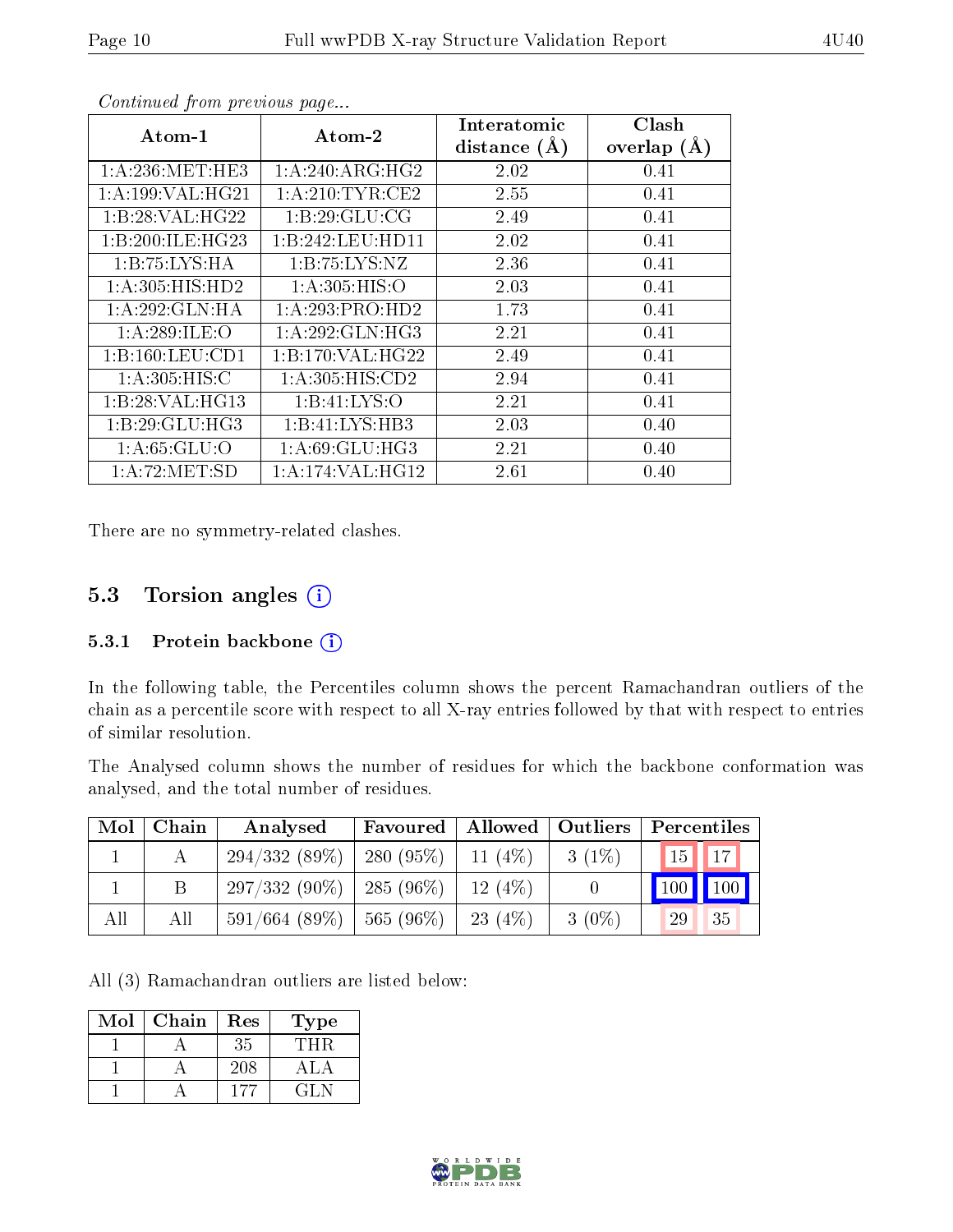*Continued from previous page...*

| Atom-1 | Atom-2 | Interatomic distance (Å) | Clash overlap (Å) |
|---|---|---|---|
| 1:A:236:MET:HE3 | 1:A:240:ARG:HG2 | 2.02 | 0.41 |
| 1:A:199:VAL:HG21 | 1:A:210:TYR:CE2 | 2.55 | 0.41 |
| 1:B:28:VAL:HG22 | 1:B:29:GLU:CG | 2.49 | 0.41 |
| 1:B:200:ILE:HG23 | 1:B:242:LEU:HD11 | 2.02 | 0.41 |
| 1:B:75:LYS:HA | 1:B:75:LYS:NZ | 2.36 | 0.41 |
| 1:A:305:HIS:HD2 | 1:A:305:HIS:O | 2.03 | 0.41 |
| 1:A:292:GLN:HA | 1:A:293:PRO:HD2 | 1.73 | 0.41 |
| 1:A:289:ILE:O | 1:A:292:GLN:HG3 | 2.21 | 0.41 |
| 1:B:160:LEU:CD1 | 1:B:170:VAL:HG22 | 2.49 | 0.41 |
| 1:A:305:HIS:C | 1:A:305:HIS:CD2 | 2.94 | 0.41 |
| 1:B:28:VAL:HG13 | 1:B:41:LYS:O | 2.21 | 0.41 |
| 1:B:29:GLU:HG3 | 1:B:41:LYS:HB3 | 2.03 | 0.40 |
| 1:A:65:GLU:O | 1:A:69:GLU:HG3 | 2.21 | 0.40 |
| 1:A:72:MET:SD | 1:A:174:VAL:HG12 | 2.61 | 0.40 |

There are no symmetry-related clashes.

## 5.3 Torsion angles

### 5.3.1 Protein backbone

In the following table, the Percentiles column shows the percent Ramachandran outliers of the chain as a percentile score with respect to all X-ray entries followed by that with respect to entries of similar resolution.

The Analysed column shows the number of residues for which the backbone conformation was analysed, and the total number of residues.

| Mol | Chain | Analysed | Favoured | Allowed | Outliers | Percentiles | |
|---|---|---|---|---|---|---|---|
| 1 | A | 294/332 (89%) | 280 (95%) | 11 (4%) | 3 (1%) | 15 | 17 |
| 1 | B | 297/332 (90%) | 285 (96%) | 12 (4%) | 0 | 100 | 100 |
| All | All | 591/664 (89%) | 565 (96%) | 23 (4%) | 3 (0%) | 29 | 35 |

All (3) Ramachandran outliers are listed below:

| Mol | Chain | Res | Type |
|---|---|---|---|
| 1 | A | 35 | THR |
| 1 | A | 208 | ALA |
| 1 | A | 177 | GLN |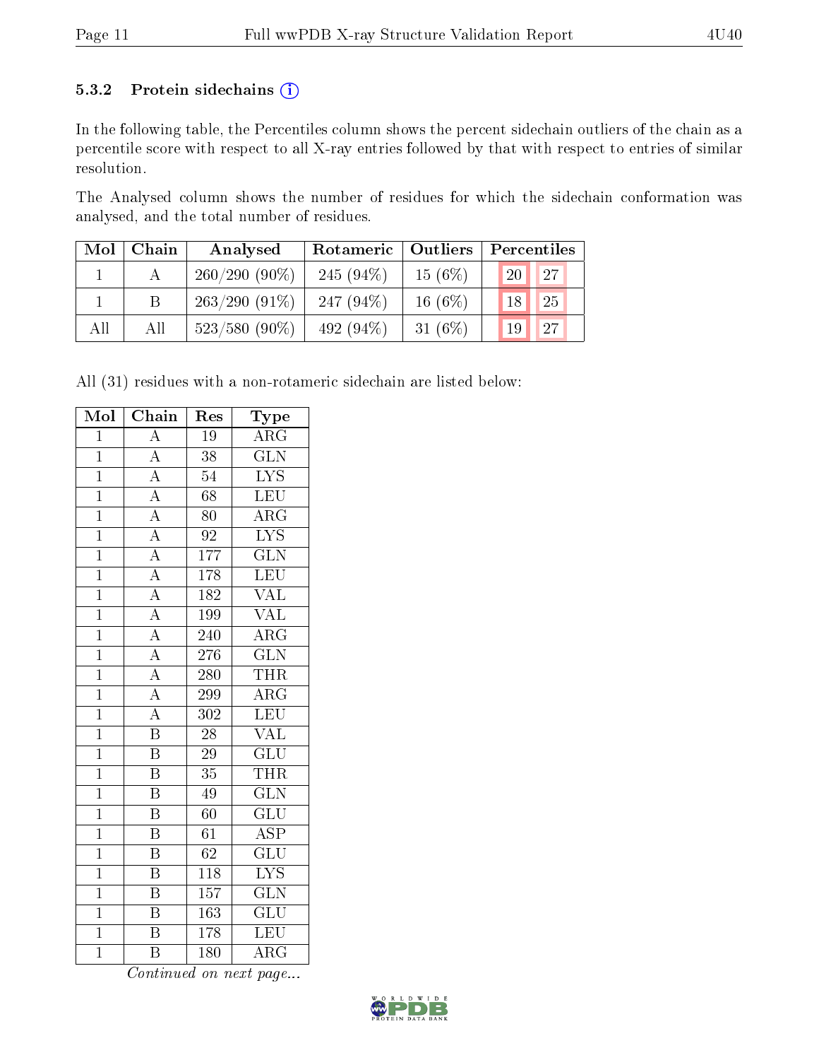### 5.3.2 Protein sidechains (i)

In the following table, the Percentiles column shows the percent sidechain outliers of the chain as a percentile score with respect to all X-ray entries followed by that with respect to entries of similar resolution.

The Analysed column shows the number of residues for which the sidechain conformation was analysed, and the total number of residues.

| Mol | Chain | Analysed | Rotameric | Outliers | Percentiles | |
|---|---|---|---|---|---|---|
| 1 | A | 260/290 (90%) | 245 (94%) | 15 (6%) | 20 | 27 |
| 1 | B | 263/290 (91%) | 247 (94%) | 16 (6%) | 18 | 25 |
| All | All | 523/580 (90%) | 492 (94%) | 31 (6%) | 19 | 27 |

All (31) residues with a non-rotameric sidechain are listed below:

| Mol | Chain | Res | Type |
|---|---|---|---|
| 1 | A | 19 | ARG |
| 1 | A | 38 | GLN |
| 1 | A | 54 | LYS |
| 1 | A | 68 | LEU |
| 1 | A | 80 | ARG |
| 1 | A | 92 | LYS |
| 1 | A | 177 | GLN |
| 1 | A | 178 | LEU |
| 1 | A | 182 | VAL |
| 1 | A | 199 | VAL |
| 1 | A | 240 | ARG |
| 1 | A | 276 | GLN |
| 1 | A | 280 | THR |
| 1 | A | 299 | ARG |
| 1 | A | 302 | LEU |
| 1 | B | 28 | VAL |
| 1 | B | 29 | GLU |
| 1 | B | 35 | THR |
| 1 | B | 49 | GLN |
| 1 | B | 60 | GLU |
| 1 | B | 61 | ASP |
| 1 | B | 62 | GLU |
| 1 | B | 118 | LYS |
| 1 | B | 157 | GLN |
| 1 | B | 163 | GLU |
| 1 | B | 178 | LEU |
| 1 | B | 180 | ARG |

*Continued on next page...*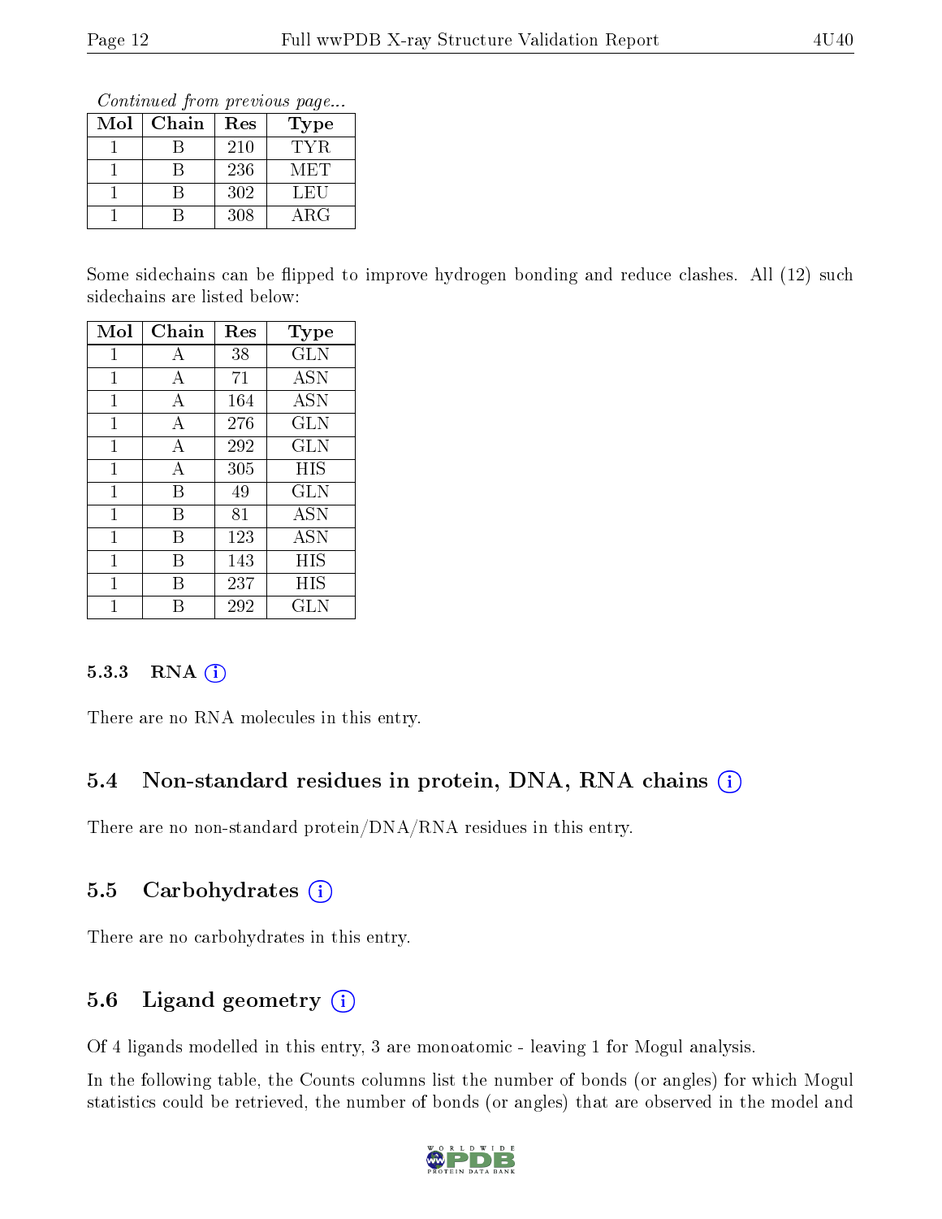*Continued from previous page...*

| Mol | Chain | Res | Type |
|---|---|---|---|
| 1 | B | 210 | TYR |
| 1 | B | 236 | MET |
| 1 | B | 302 | LEU |
| 1 | B | 308 | ARG |

Some sidechains can be flipped to improve hydrogen bonding and reduce clashes. All (12) such sidechains are listed below:

| Mol | Chain | Res | Type |
|---|---|---|---|
| 1 | A | 38 | GLN |
| 1 | A | 71 | ASN |
| 1 | A | 164 | ASN |
| 1 | A | 276 | GLN |
| 1 | A | 292 | GLN |
| 1 | A | 305 | HIS |
| 1 | B | 49 | GLN |
| 1 | B | 81 | ASN |
| 1 | B | 123 | ASN |
| 1 | B | 143 | HIS |
| 1 | B | 237 | HIS |
| 1 | B | 292 | GLN |

#### 5.3.3 RNA (i)

There are no RNA molecules in this entry.

### 5.4 Non-standard residues in protein, DNA, RNA chains (i)

There are no non-standard protein/DNA/RNA residues in this entry.

### 5.5 Carbohydrates (i)

There are no carbohydrates in this entry.

### 5.6 Ligand geometry (i)

Of 4 ligands modelled in this entry, 3 are monoatomic - leaving 1 for Mogul analysis.

In the following table, the Counts columns list the number of bonds (or angles) for which Mogul statistics could be retrieved, the number of bonds (or angles) that are observed in the model and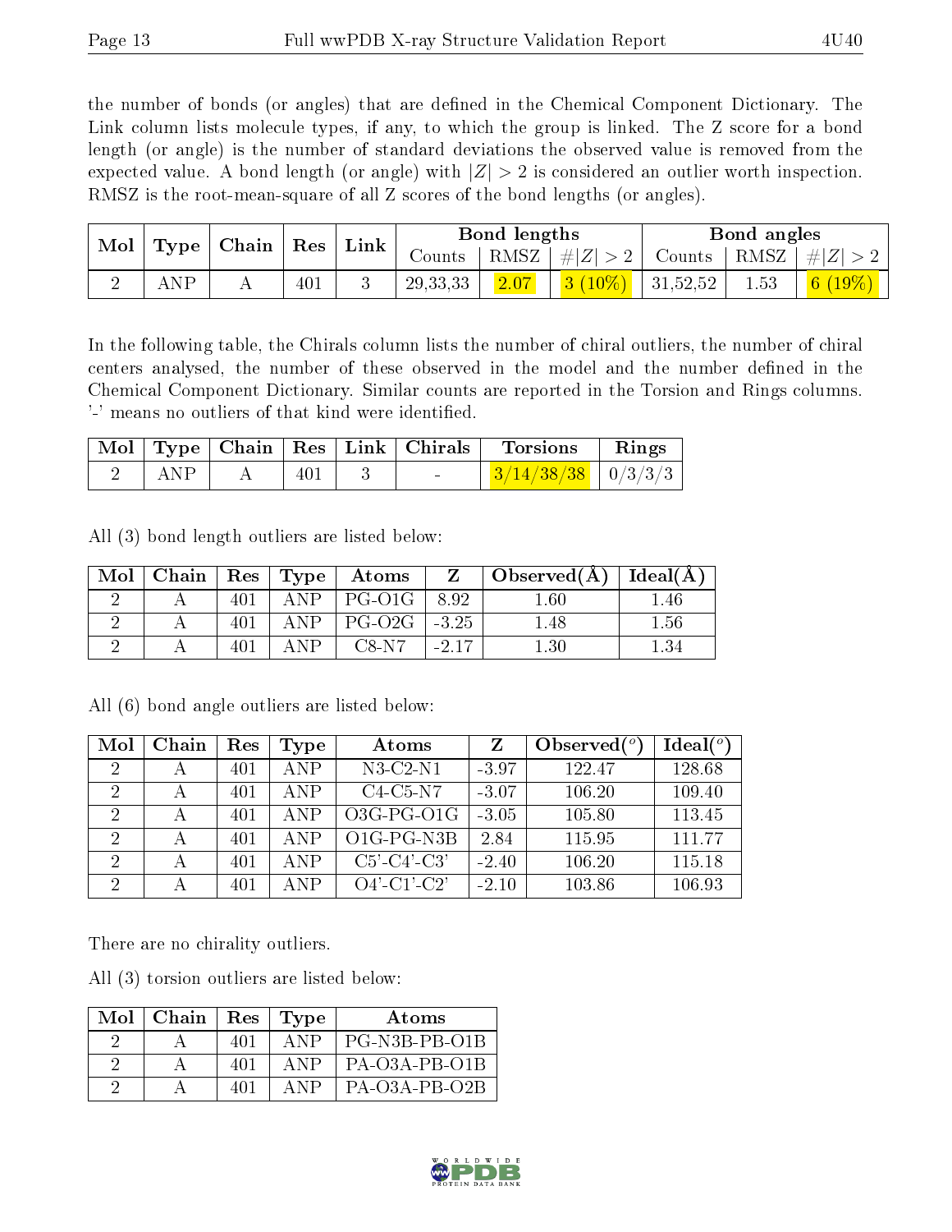the number of bonds (or angles) that are defined in the Chemical Component Dictionary. The Link column lists molecule types, if any, to which the group is linked. The Z score for a bond length (or angle) is the number of standard deviations the observed value is removed from the expected value. A bond length (or angle) with $|Z| > 2$ is considered an outlier worth inspection. RMSZ is the root-mean-square of all Z scores of the bond lengths (or angles).

| Mol | Type | Chain | Res | Link | Bond lengths | | | Bond angles | | |
|---|---|---|---|---|---|---|---|---|---|---|
| | | | | | Counts | RMSZ | $\#\|Z\| > 2$ | Counts | RMSZ | $\#\|Z\| > 2$ |
| 2 | ANP | A | 401 | 3 | 29,33,33 | 2.07 | 3 (10%) | 31,52,52 | 1.53 | 6 (19%) |

In the following table, the Chirals column lists the number of chiral outliers, the number of chiral centers analysed, the number of these observed in the model and the number defined in the Chemical Component Dictionary. Similar counts are reported in the Torsion and Rings columns. '-' means no outliers of that kind were identified.

| Mol | Type | Chain | Res | Link | Chirals | Torsions | Rings |
|---|---|---|---|---|---|---|---|
| 2 | ANP | A | 401 | 3 | - | 3/14/38/38 | 0/3/3/3 |

All (3) bond length outliers are listed below:

| Mol | Chain | Res | Type | Atoms | Z | Observed(Å) | Ideal(Å) |
|---|---|---|---|---|---|---|---|
| 2 | A | 401 | ANP | PG-O1G | 8.92 | 1.60 | 1.46 |
| 2 | A | 401 | ANP | PG-O2G | -3.25 | 1.48 | 1.56 |
| 2 | A | 401 | ANP | C8-N7 | -2.17 | 1.30 | 1.34 |

All (6) bond angle outliers are listed below:

| Mol | Chain | Res | Type | Atoms | Z | Observed(°) | Ideal(°) |
|---|---|---|---|---|---|---|---|
| 2 | A | 401 | ANP | N3-C2-N1 | -3.97 | 122.47 | 128.68 |
| 2 | A | 401 | ANP | C4-C5-N7 | -3.07 | 106.20 | 109.40 |
| 2 | A | 401 | ANP | O3G-PG-O1G | -3.05 | 105.80 | 113.45 |
| 2 | A | 401 | ANP | O1G-PG-N3B | 2.84 | 115.95 | 111.77 |
| 2 | A | 401 | ANP | C5'-C4'-C3' | -2.40 | 106.20 | 115.18 |
| 2 | A | 401 | ANP | O4'-C1'-C2' | -2.10 | 103.86 | 106.93 |

There are no chirality outliers.

All (3) torsion outliers are listed below:

| Mol | Chain | Res | Type | Atoms |
|---|---|---|---|---|
| 2 | A | 401 | ANP | PG-N3B-PB-O1B |
| 2 | A | 401 | ANP | PA-O3A-PB-O1B |
| 2 | A | 401 | ANP | PA-O3A-PB-O2B |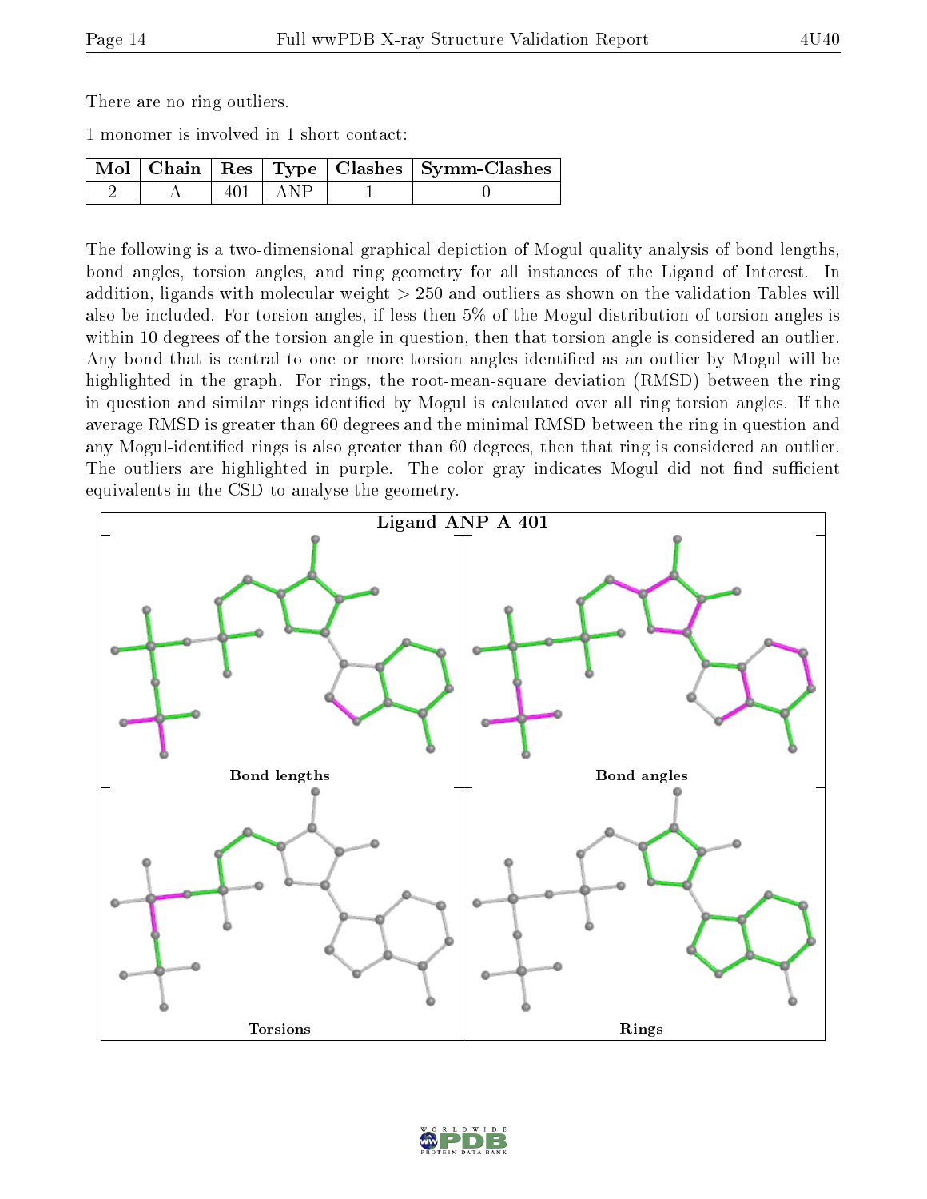There are no ring outliers.

1 monomer is involved in 1 short contact:

| Mol | Chain | Res | Type | Clashes | Symm-Clashes |
|---|---|---|---|---|---|
| 2 | A | 401 | ANP | 1 | 0 |

The following is a two-dimensional graphical depiction of Mogul quality analysis of bond lengths, bond angles, torsion angles, and ring geometry for all instances of the Ligand of Interest. In addition, ligands with molecular weight > 250 and outliers as shown on the validation Tables will also be included. For torsion angles, if less then 5% of the Mogul distribution of torsion angles is within 10 degrees of the torsion angle in question, then that torsion angle is considered an outlier. Any bond that is central to one or more torsion angles identified as an outlier by Mogul will be highlighted in the graph. For rings, the root-mean-square deviation (RMSD) between the ring in question and similar rings identified by Mogul is calculated over all ring torsion angles. If the average RMSD is greater than 60 degrees and the minimal RMSD between the ring in question and any Mogul-identified rings is also greater than 60 degrees, then that ring is considered an outlier. The outliers are highlighted in purple. The color gray indicates Mogul did not find sufficient equivalents in the CSD to analyse the geometry.

Ligand ANP A 401

Bond lengths

Bond angles

Torsions

Rings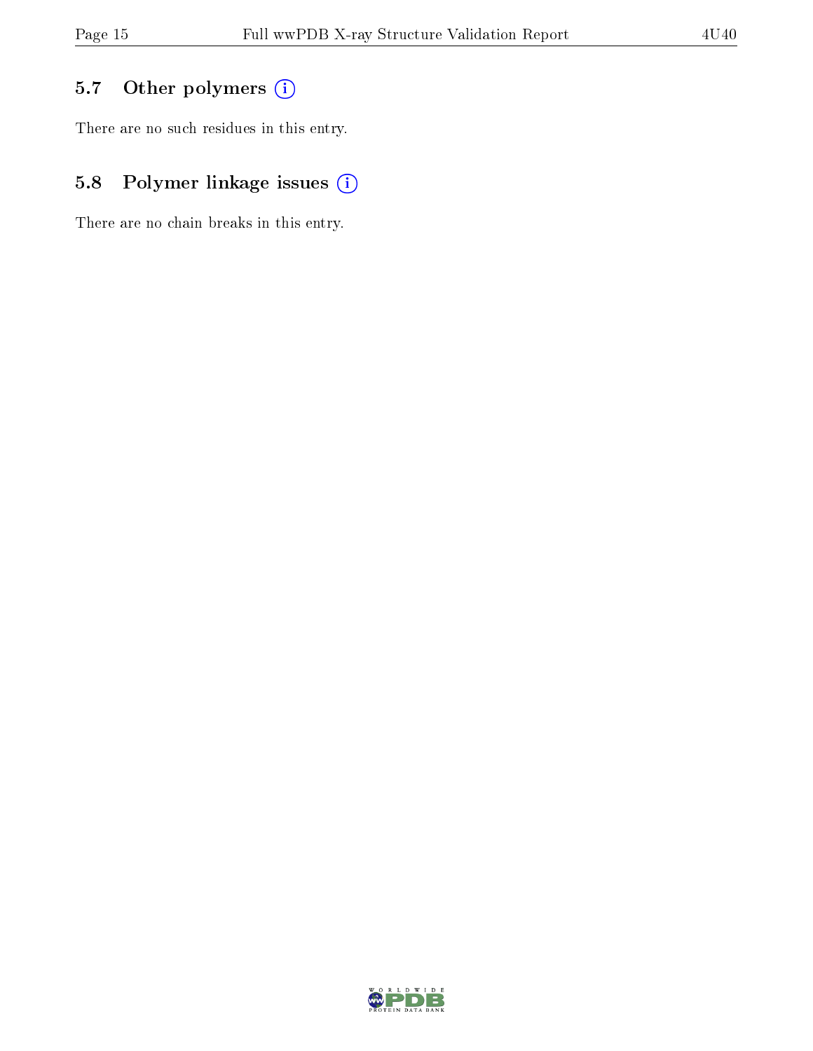### 5.7 Other polymers

There are no such residues in this entry.

### 5.8 Polymer linkage issues

There are no chain breaks in this entry.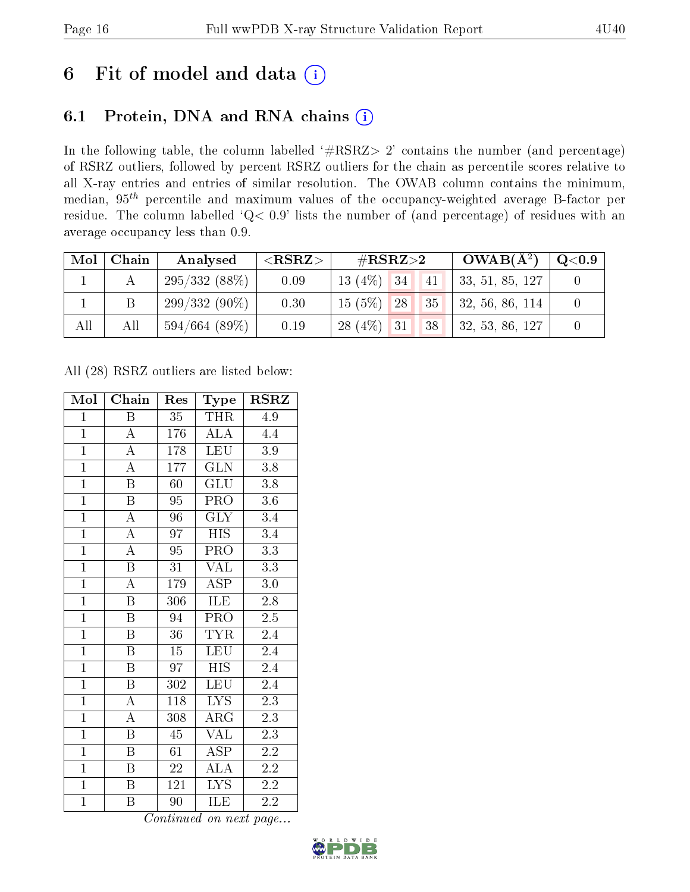# 6 Fit of model and data (i)

## 6.1 Protein, DNA and RNA chains (i)

In the following table, the column labelled '#RSRZ> 2' contains the number (and percentage) of RSRZ outliers, followed by percent RSRZ outliers for the chain as percentile scores relative to all X-ray entries and entries of similar resolution. The OWAB column contains the minimum, median, $95^{th}$ percentile and maximum values of the occupancy-weighted average B-factor per residue. The column labelled 'Q< 0.9' lists the number of (and percentage) of residues with an average occupancy less than 0.9.

| Mol | Chain | Analysed | <RSRZ> | #RSRZ>2 | | | OWAB(Å$^2$) | Q<0.9 |
|---|---|---|---|---|---|---|---|---|
| 1 | A | 295/332 (88%) | 0.09 | 13 (4%) | 34 | 41 | 33, 51, 85, 127 | 0 |
| 1 | B | 299/332 (90%) | 0.30 | 15 (5%) | 28 | 35 | 32, 56, 86, 114 | 0 |
| All | All | 594/664 (89%) | 0.19 | 28 (4%) | 31 | 38 | 32, 53, 86, 127 | 0 |

All (28) RSRZ outliers are listed below:

| Mol | Chain | Res | Type | RSRZ |
|---|---|---|---|---|
| 1 | B | 35 | THR | 4.9 |
| 1 | A | 176 | ALA | 4.4 |
| 1 | A | 178 | LEU | 3.9 |
| 1 | A | 177 | GLN | 3.8 |
| 1 | B | 60 | GLU | 3.8 |
| 1 | B | 95 | PRO | 3.6 |
| 1 | A | 96 | GLY | 3.4 |
| 1 | A | 97 | HIS | 3.4 |
| 1 | A | 95 | PRO | 3.3 |
| 1 | B | 31 | VAL | 3.3 |
| 1 | A | 179 | ASP | 3.0 |
| 1 | B | 306 | ILE | 2.8 |
| 1 | B | 94 | PRO | 2.5 |
| 1 | B | 36 | TYR | 2.4 |
| 1 | B | 15 | LEU | 2.4 |
| 1 | B | 97 | HIS | 2.4 |
| 1 | B | 302 | LEU | 2.4 |
| 1 | A | 118 | LYS | 2.3 |
| 1 | A | 308 | ARG | 2.3 |
| 1 | B | 45 | VAL | 2.3 |
| 1 | B | 61 | ASP | 2.2 |
| 1 | B | 22 | ALA | 2.2 |
| 1 | B | 121 | LYS | 2.2 |
| 1 | B | 90 | ILE | 2.2 |

*Continued on next page...*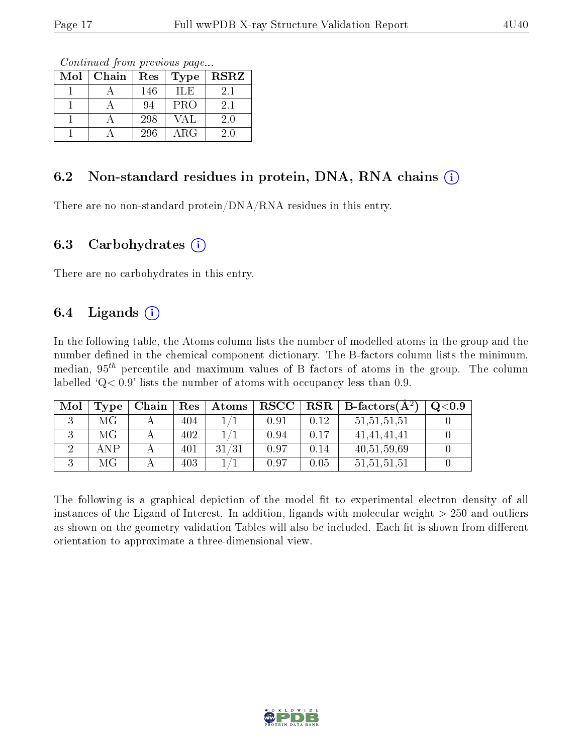*Continued from previous page...*

| Mol | Chain | Res | Type | RSRZ |
|---|---|---|---|---|
| 1 | A | 146 | ILE | 2.1 |
| 1 | A | 94 | PRO | 2.1 |
| 1 | A | 298 | VAL | 2.0 |
| 1 | A | 296 | ARG | 2.0 |

### 6.2 Non-standard residues in protein, DNA, RNA chains (i)

There are no non-standard protein/DNA/RNA residues in this entry.

### 6.3 Carbohydrates (i)

There are no carbohydrates in this entry.

### 6.4 Ligands (i)

In the following table, the Atoms column lists the number of modelled atoms in the group and the number defined in the chemical component dictionary. The B-factors column lists the minimum, median, $95^{th}$ percentile and maximum values of B factors of atoms in the group. The column labelled 'Q< 0.9' lists the number of atoms with occupancy less than 0.9.

| Mol | Type | Chain | Res | Atoms | RSCC | RSR | B-factors($Å^2$) | Q<0.9 |
|---|---|---|---|---|---|---|---|---|
| 3 | MG | A | 404 | 1/1 | 0.91 | 0.12 | 51,51,51,51 | 0 |
| 3 | MG | A | 402 | 1/1 | 0.94 | 0.17 | 41,41,41,41 | 0 |
| 2 | ANP | A | 401 | 31/31 | 0.97 | 0.14 | 40,51,59,69 | 0 |
| 3 | MG | A | 403 | 1/1 | 0.97 | 0.05 | 51,51,51,51 | 0 |

The following is a graphical depiction of the model fit to experimental electron density of all instances of the Ligand of Interest. In addition, ligands with molecular weight > 250 and outliers as shown on the geometry validation Tables will also be included. Each fit is shown from different orientation to approximate a three-dimensional view.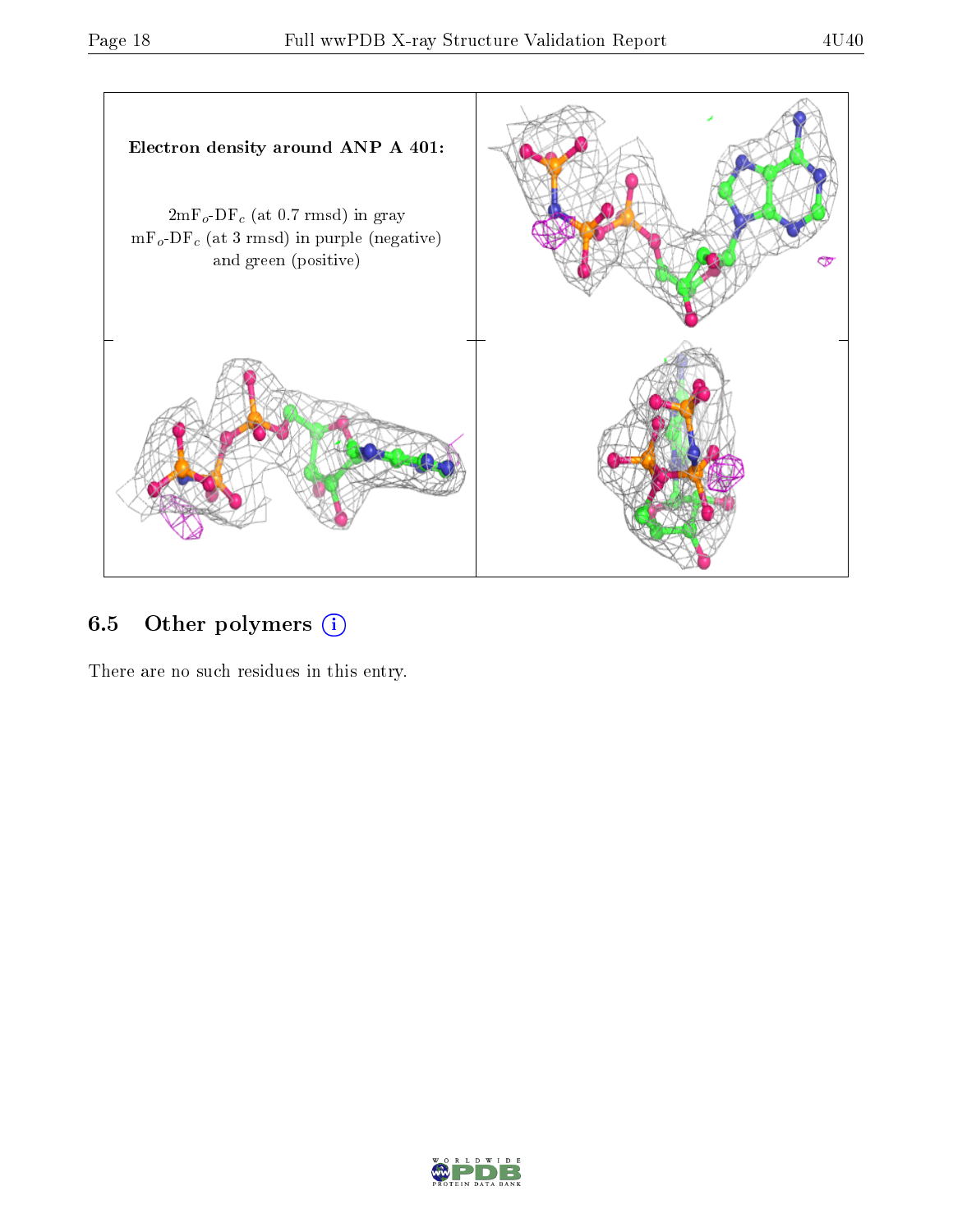**Electron density around ANP A 401:**

$2mF_o$-$DF_c$ (at 0.7 rmsd) in gray
$mF_o$-$DF_c$ (at 3 rmsd) in purple (negative)
and green (positive)

## 6.5 Other polymers

There are no such residues in this entry.